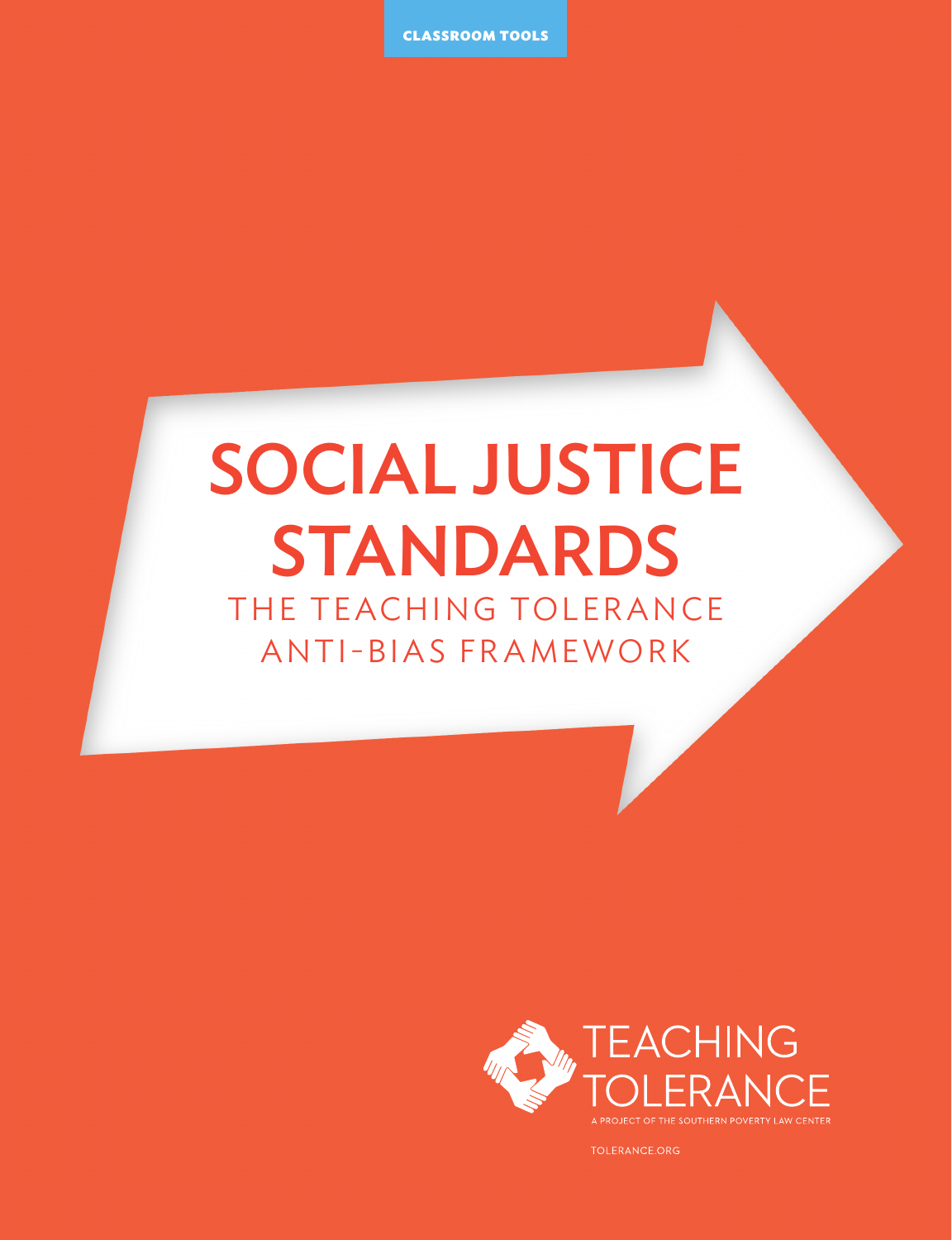CLASSROOM TOOLS

# SOCIAL JUSTICE STANDARDS

## THE TEACHING TOLERANCE ANTI-BIAS FRAMEWORK

TEACHING TOLERANCE

A PROJECT OF THE SOUTHERN POVERTY LAW CENTER

TOLERANCE.ORG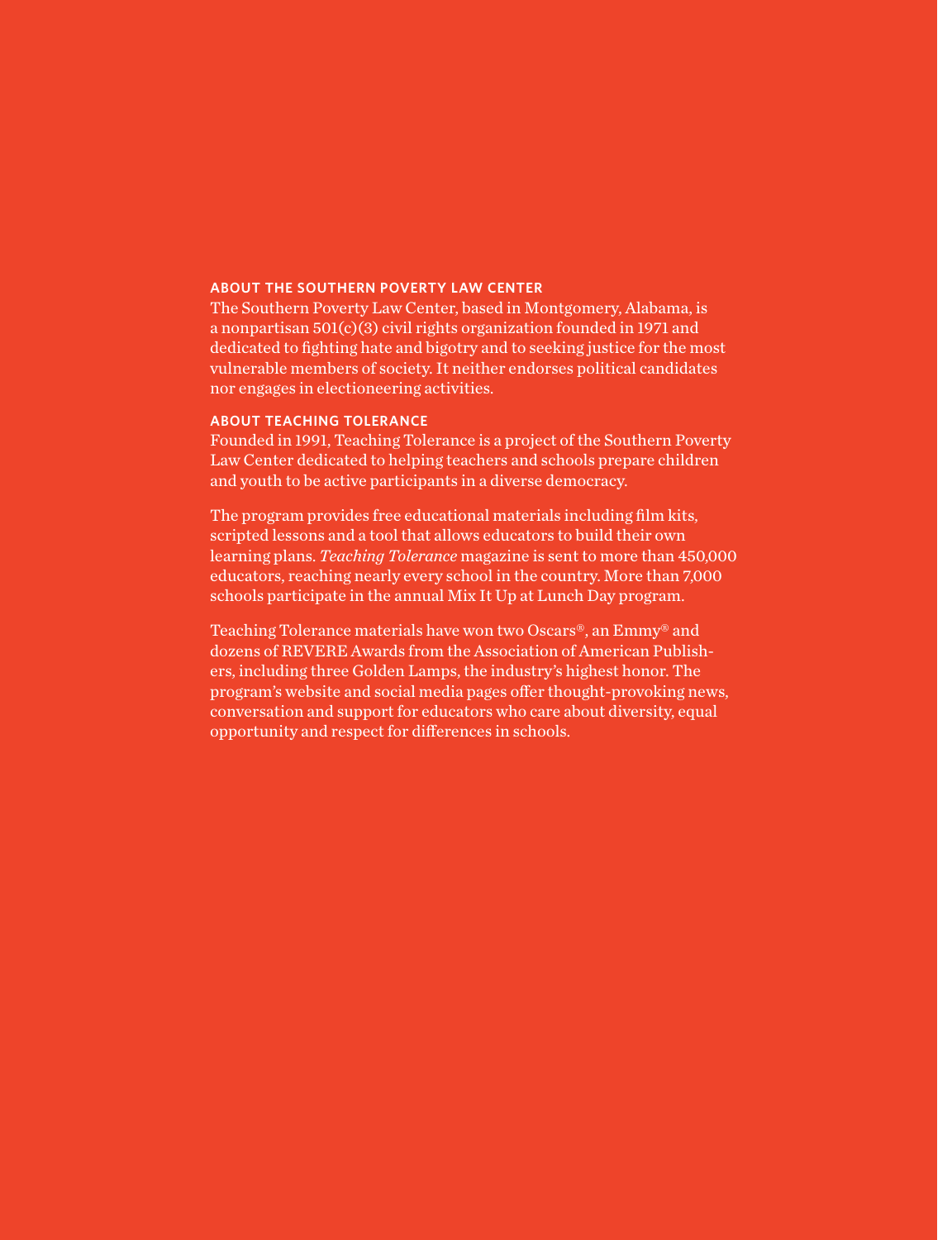## ABOUT THE SOUTHERN POVERTY LAW CENTER

The Southern Poverty Law Center, based in Montgomery, Alabama, is a nonpartisan 501(c)(3) civil rights organization founded in 1971 and dedicated to fighting hate and bigotry and to seeking justice for the most vulnerable members of society. It neither endorses political candidates nor engages in electioneering activities.

## ABOUT TEACHING TOLERANCE

Founded in 1991, Teaching Tolerance is a project of the Southern Poverty Law Center dedicated to helping teachers and schools prepare children and youth to be active participants in a diverse democracy.

The program provides free educational materials including film kits, scripted lessons and a tool that allows educators to build their own learning plans. *Teaching Tolerance* magazine is sent to more than 450,000 educators, reaching nearly every school in the country. More than 7,000 schools participate in the annual Mix It Up at Lunch Day program.

Teaching Tolerance materials have won two Oscars®, an Emmy® and dozens of REVERE Awards from the Association of American Publishers, including three Golden Lamps, the industry's highest honor. The program's website and social media pages offer thought-provoking news, conversation and support for educators who care about diversity, equal opportunity and respect for differences in schools.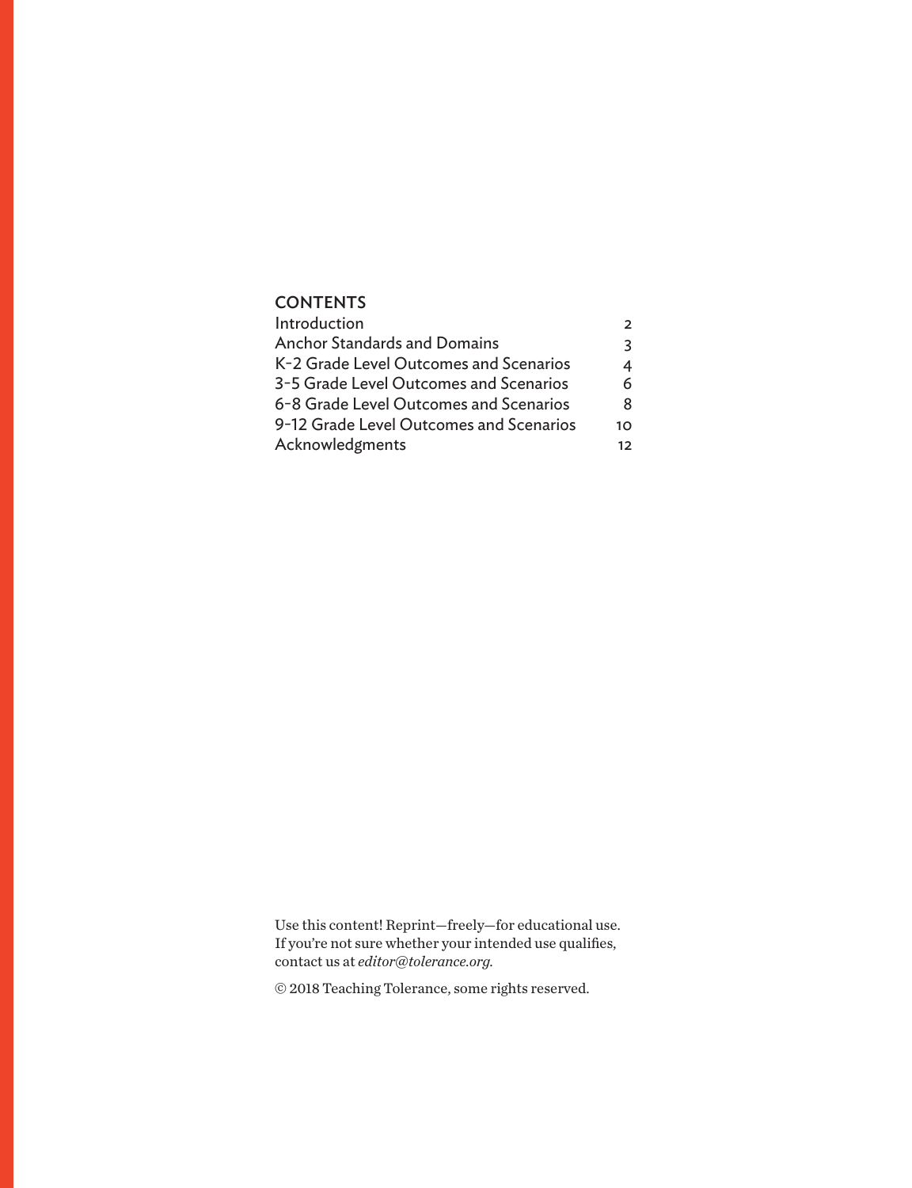## CONTENTS

| | |
|---|---|
| Introduction | 2 |
| Anchor Standards and Domains | 3 |
| K-2 Grade Level Outcomes and Scenarios | 4 |
| 3-5 Grade Level Outcomes and Scenarios | 6 |
| 6-8 Grade Level Outcomes and Scenarios | 8 |
| 9-12 Grade Level Outcomes and Scenarios | 10 |
| Acknowledgments | 12 |

Use this content! Reprint—freely—for educational use. If you're not sure whether your intended use qualifies, contact us at *editor@tolerance.org*.

© 2018 Teaching Tolerance, some rights reserved.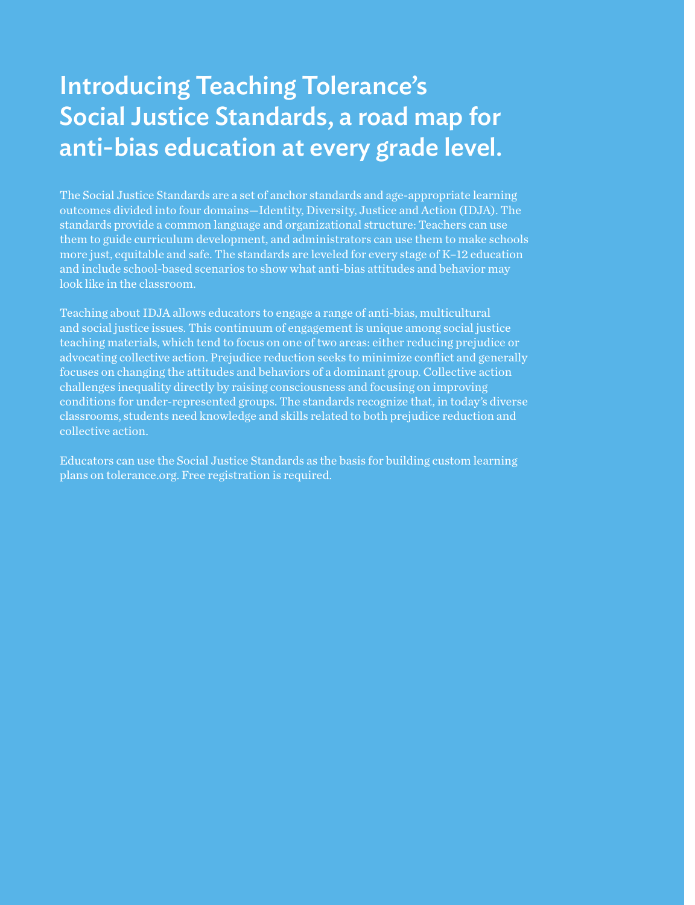# Introducing Teaching Tolerance's Social Justice Standards, a road map for anti-bias education at every grade level.

The Social Justice Standards are a set of anchor standards and age-appropriate learning outcomes divided into four domains—Identity, Diversity, Justice and Action (IDJA). The standards provide a common language and organizational structure: Teachers can use them to guide curriculum development, and administrators can use them to make schools more just, equitable and safe. The standards are leveled for every stage of K–12 education and include school-based scenarios to show what anti-bias attitudes and behavior may look like in the classroom.

Teaching about IDJA allows educators to engage a range of anti-bias, multicultural and social justice issues. This continuum of engagement is unique among social justice teaching materials, which tend to focus on one of two areas: either reducing prejudice or advocating collective action. Prejudice reduction seeks to minimize conflict and generally focuses on changing the attitudes and behaviors of a dominant group. Collective action challenges inequality directly by raising consciousness and focusing on improving conditions for under-represented groups. The standards recognize that, in today's diverse classrooms, students need knowledge and skills related to both prejudice reduction and collective action.

Educators can use the Social Justice Standards as the basis for building custom learning plans on tolerance.org. Free registration is required.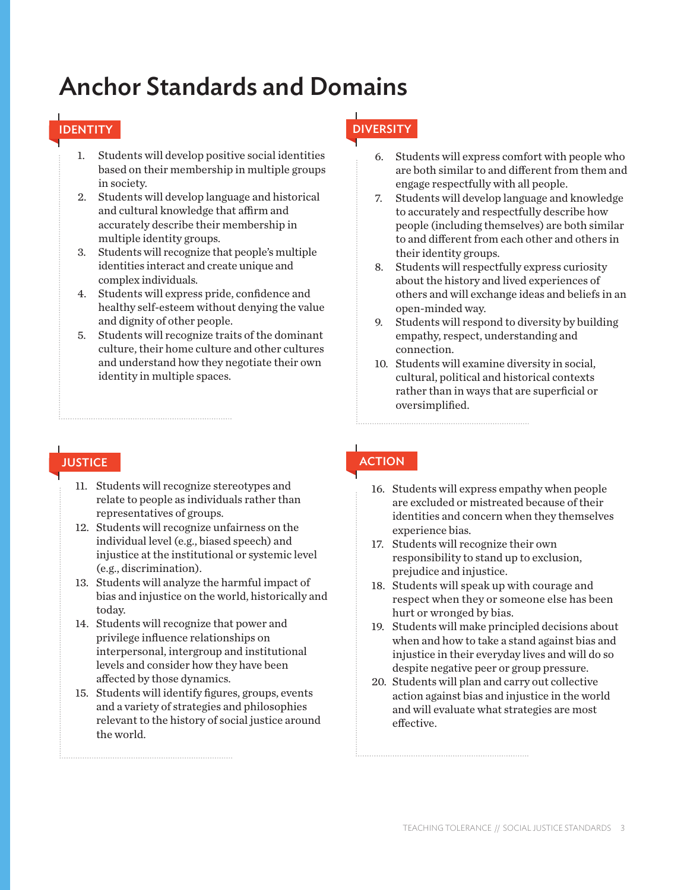# Anchor Standards and Domains

## IDENTITY

1. Students will develop positive social identities based on their membership in multiple groups in society.
2. Students will develop language and historical and cultural knowledge that affirm and accurately describe their membership in multiple identity groups.
3. Students will recognize that people's multiple identities interact and create unique and complex individuals.
4. Students will express pride, confidence and healthy self-esteem without denying the value and dignity of other people.
5. Students will recognize traits of the dominant culture, their home culture and other cultures and understand how they negotiate their own identity in multiple spaces.

## DIVERSITY

6. Students will express comfort with people who are both similar to and different from them and engage respectfully with all people.
7. Students will develop language and knowledge to accurately and respectfully describe how people (including themselves) are both similar to and different from each other and others in their identity groups.
8. Students will respectfully express curiosity about the history and lived experiences of others and will exchange ideas and beliefs in an open-minded way.
9. Students will respond to diversity by building empathy, respect, understanding and connection.
10. Students will examine diversity in social, cultural, political and historical contexts rather than in ways that are superficial or oversimplified.

## JUSTICE

11. Students will recognize stereotypes and relate to people as individuals rather than representatives of groups.
12. Students will recognize unfairness on the individual level (e.g., biased speech) and injustice at the institutional or systemic level (e.g., discrimination).
13. Students will analyze the harmful impact of bias and injustice on the world, historically and today.
14. Students will recognize that power and privilege influence relationships on interpersonal, intergroup and institutional levels and consider how they have been affected by those dynamics.
15. Students will identify figures, groups, events and a variety of strategies and philosophies relevant to the history of social justice around the world.

## ACTION

16. Students will express empathy when people are excluded or mistreated because of their identities and concern when they themselves experience bias.
17. Students will recognize their own responsibility to stand up to exclusion, prejudice and injustice.
18. Students will speak up with courage and respect when they or someone else has been hurt or wronged by bias.
19. Students will make principled decisions about when and how to take a stand against bias and injustice in their everyday lives and will do so despite negative peer or group pressure.
20. Students will plan and carry out collective action against bias and injustice in the world and will evaluate what strategies are most effective.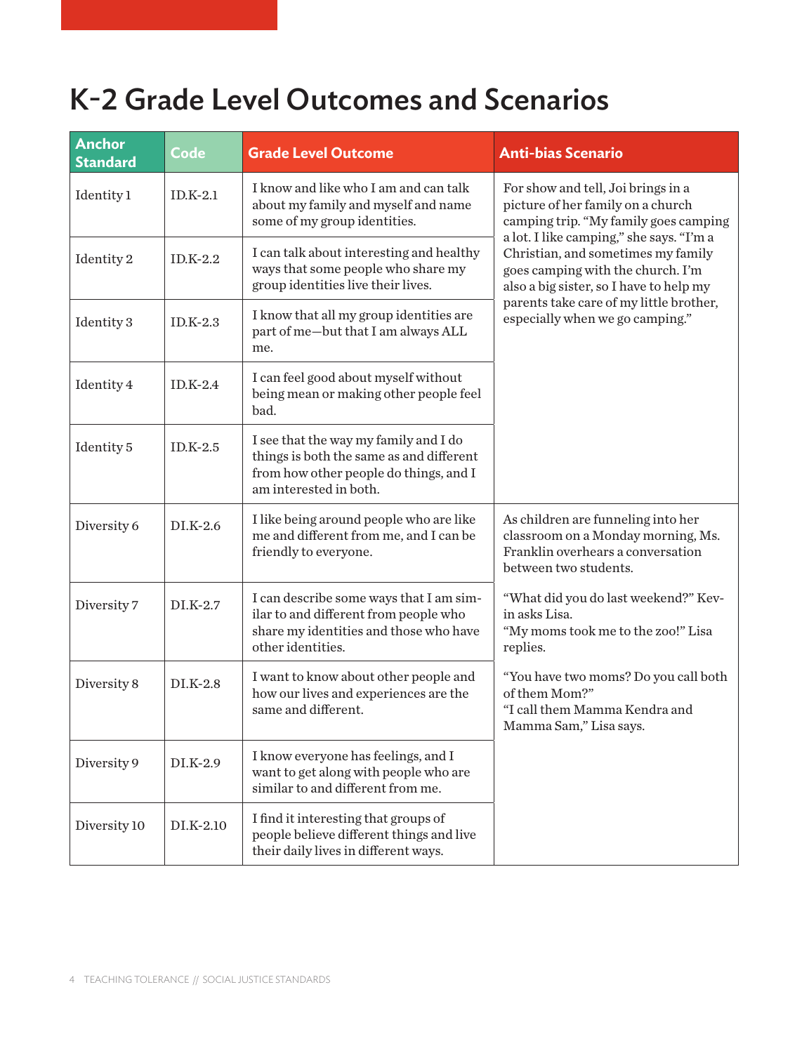# K-2 Grade Level Outcomes and Scenarios

| Anchor Standard | Code | Grade Level Outcome | Anti-bias Scenario |
|---|---|---|---|
| Identity 1 | ID.K-2.1 | I know and like who I am and can talk about my family and myself and name some of my group identities. | For show and tell, Joi brings in a picture of her family on a church camping trip. "My family goes camping a lot. I like camping," she says. "I'm a Christian, and sometimes my family goes camping with the church. I'm also a big sister, so I have to help my parents take care of my little brother, especially when we go camping." |
| Identity 2 | ID.K-2.2 | I can talk about interesting and healthy ways that some people who share my group identities live their lives. | |
| Identity 3 | ID.K-2.3 | I know that all my group identities are part of me—but that I am always ALL me. | |
| Identity 4 | ID.K-2.4 | I can feel good about myself without being mean or making other people feel bad. | |
| Identity 5 | ID.K-2.5 | I see that the way my family and I do things is both the same as and different from how other people do things, and I am interested in both. | |
| Diversity 6 | DI.K-2.6 | I like being around people who are like me and different from me, and I can be friendly to everyone. | As children are funneling into her classroom on a Monday morning, Ms. Franklin overhears a conversation between two students.<br>"What did you do last weekend?" Kevin asks Lisa.<br>"My moms took me to the zoo!" Lisa replies.<br>"You have two moms? Do you call both of them Mom?"<br>"I call them Mamma Kendra and Mamma Sam," Lisa says. |
| Diversity 7 | DI.K-2.7 | I can describe some ways that I am similar to and different from people who share my identities and those who have other identities. | |
| Diversity 8 | DI.K-2.8 | I want to know about other people and how our lives and experiences are the same and different. | |
| Diversity 9 | DI.K-2.9 | I know everyone has feelings, and I want to get along with people who are similar to and different from me. | |
| Diversity 10 | DI.K-2.10 | I find it interesting that groups of people believe different things and live their daily lives in different ways. | |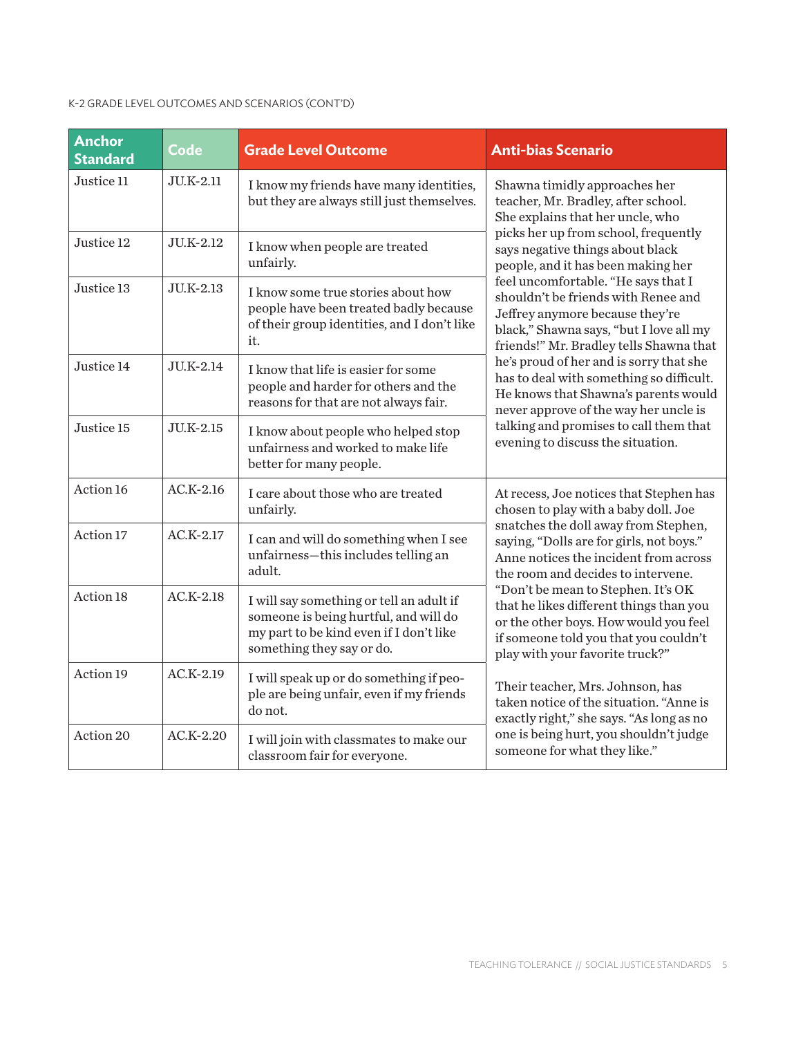K-2 GRADE LEVEL OUTCOMES AND SCENARIOS (CONT'D)

| Anchor Standard | Code | Grade Level Outcome | Anti-bias Scenario |
|---|---|---|---|
| Justice 11 | JU.K-2.11 | I know my friends have many identities, but they are always still just themselves. | Shawna timidly approaches her teacher, Mr. Bradley, after school. She explains that her uncle, who picks her up from school, frequently says negative things about black people, and it has been making her feel uncomfortable. "He says that I shouldn't be friends with Renee and Jeffrey anymore because they're black," Shawna says, "but I love all my friends!" Mr. Bradley tells Shawna that he's proud of her and is sorry that she has to deal with something so difficult. He knows that Shawna's parents would never approve of the way her uncle is talking and promises to call them that evening to discuss the situation. |
| Justice 12 | JU.K-2.12 | I know when people are treated unfairly. | |
| Justice 13 | JU.K-2.13 | I know some true stories about how people have been treated badly because of their group identities, and I don't like it. | |
| Justice 14 | JU.K-2.14 | I know that life is easier for some people and harder for others and the reasons for that are not always fair. | |
| Justice 15 | JU.K-2.15 | I know about people who helped stop unfairness and worked to make life better for many people. | |
| Action 16 | AC.K-2.16 | I care about those who are treated unfairly. | At recess, Joe notices that Stephen has chosen to play with a baby doll. Joe snatches the doll away from Stephen, saying, "Dolls are for girls, not boys." Anne notices the incident from across the room and decides to intervene. "Don't be mean to Stephen. It's OK that he likes different things than you or the other boys. How would you feel if someone told you that you couldn't play with your favorite truck?"<br><br>Their teacher, Mrs. Johnson, has taken notice of the situation. "Anne is exactly right," she says. "As long as no one is being hurt, you shouldn't judge someone for what they like." |
| Action 17 | AC.K-2.17 | I can and will do something when I see unfairness—this includes telling an adult. | |
| Action 18 | AC.K-2.18 | I will say something or tell an adult if someone is being hurtful, and will do my part to be kind even if I don't like something they say or do. | |
| Action 19 | AC.K-2.19 | I will speak up or do something if people are being unfair, even if my friends do not. | |
| Action 20 | AC.K-2.20 | I will join with classmates to make our classroom fair for everyone. | |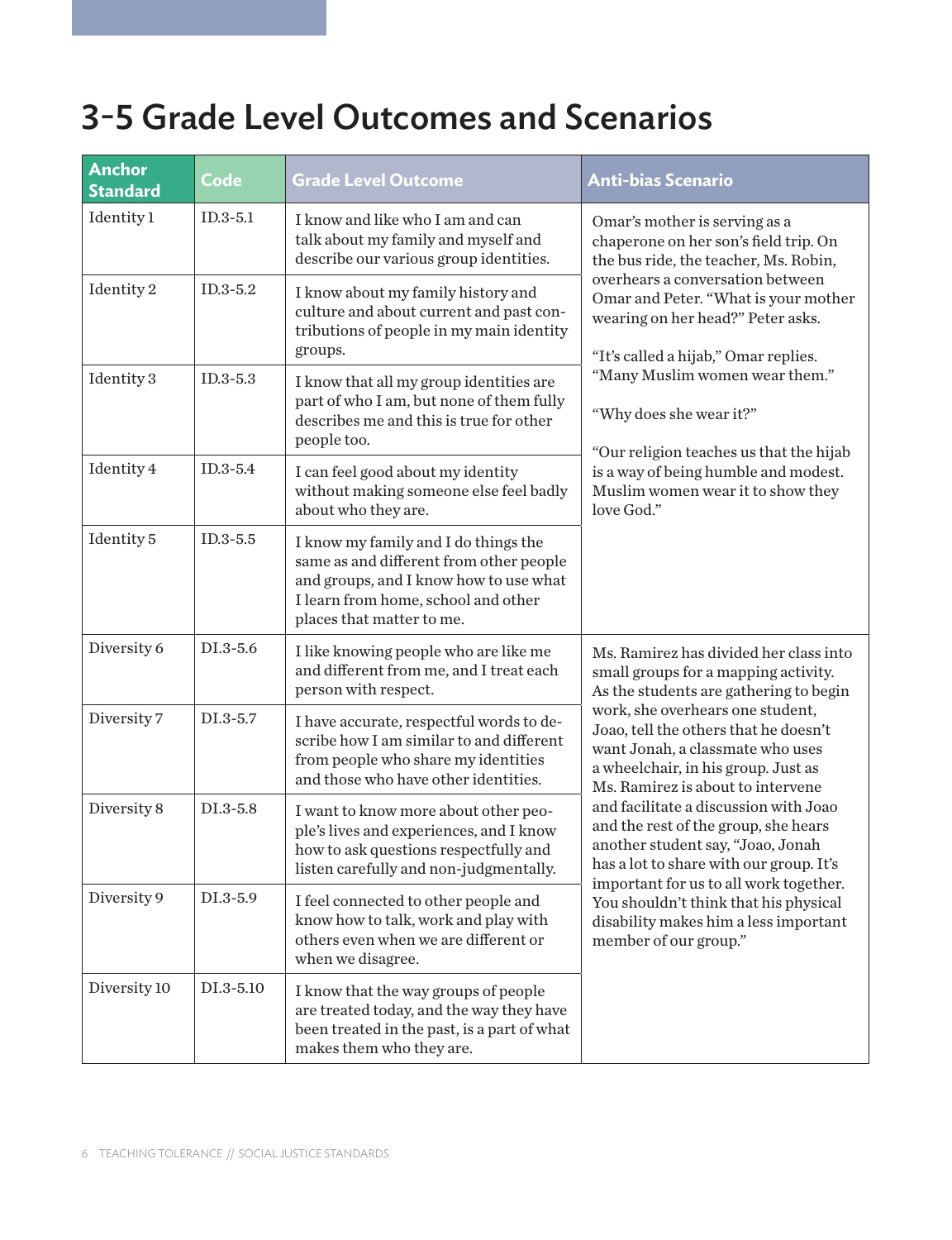# 3–5 Grade Level Outcomes and Scenarios

| Anchor Standard | Code | Grade Level Outcome | Anti-bias Scenario |
|---|---|---|---|
| Identity 1 | ID.3-5.1 | I know and like who I am and can talk about my family and myself and describe our various group identities. | Omar's mother is serving as a chaperone on her son's field trip. On the bus ride, the teacher, Ms. Robin, overhears a conversation between Omar and Peter. "What is your mother wearing on her head?" Peter asks.<br><br>"It's called a hijab," Omar replies. "Many Muslim women wear them."<br><br>"Why does she wear it?"<br><br>"Our religion teaches us that the hijab is a way of being humble and modest. Muslim women wear it to show they love God." |
| Identity 2 | ID.3-5.2 | I know about my family history and culture and about current and past contributions of people in my main identity groups. | |
| Identity 3 | ID.3-5.3 | I know that all my group identities are part of who I am, but none of them fully describes me and this is true for other people too. | |
| Identity 4 | ID.3-5.4 | I can feel good about my identity without making someone else feel badly about who they are. | |
| Identity 5 | ID.3-5.5 | I know my family and I do things the same as and different from other people and groups, and I know how to use what I learn from home, school and other places that matter to me. | |
| Diversity 6 | DI.3-5.6 | I like knowing people who are like me and different from me, and I treat each person with respect. | Ms. Ramirez has divided her class into small groups for a mapping activity. As the students are gathering to begin work, she overhears one student, Joao, tell the others that he doesn't want Jonah, a classmate who uses a wheelchair, in his group. Just as Ms. Ramirez is about to intervene and facilitate a discussion with Joao and the rest of the group, she hears another student say, "Joao, Jonah has a lot to share with our group. It's important for us to all work together. You shouldn't think that his physical disability makes him a less important member of our group." |
| Diversity 7 | DI.3-5.7 | I have accurate, respectful words to describe how I am similar to and different from people who share my identities and those who have other identities. | |
| Diversity 8 | DI.3-5.8 | I want to know more about other people's lives and experiences, and I know how to ask questions respectfully and listen carefully and non-judgmentally. | |
| Diversity 9 | DI.3-5.9 | I feel connected to other people and know how to talk, work and play with others even when we are different or when we disagree. | |
| Diversity 10 | DI.3-5.10 | I know that the way groups of people are treated today, and the way they have been treated in the past, is a part of what makes them who they are. | |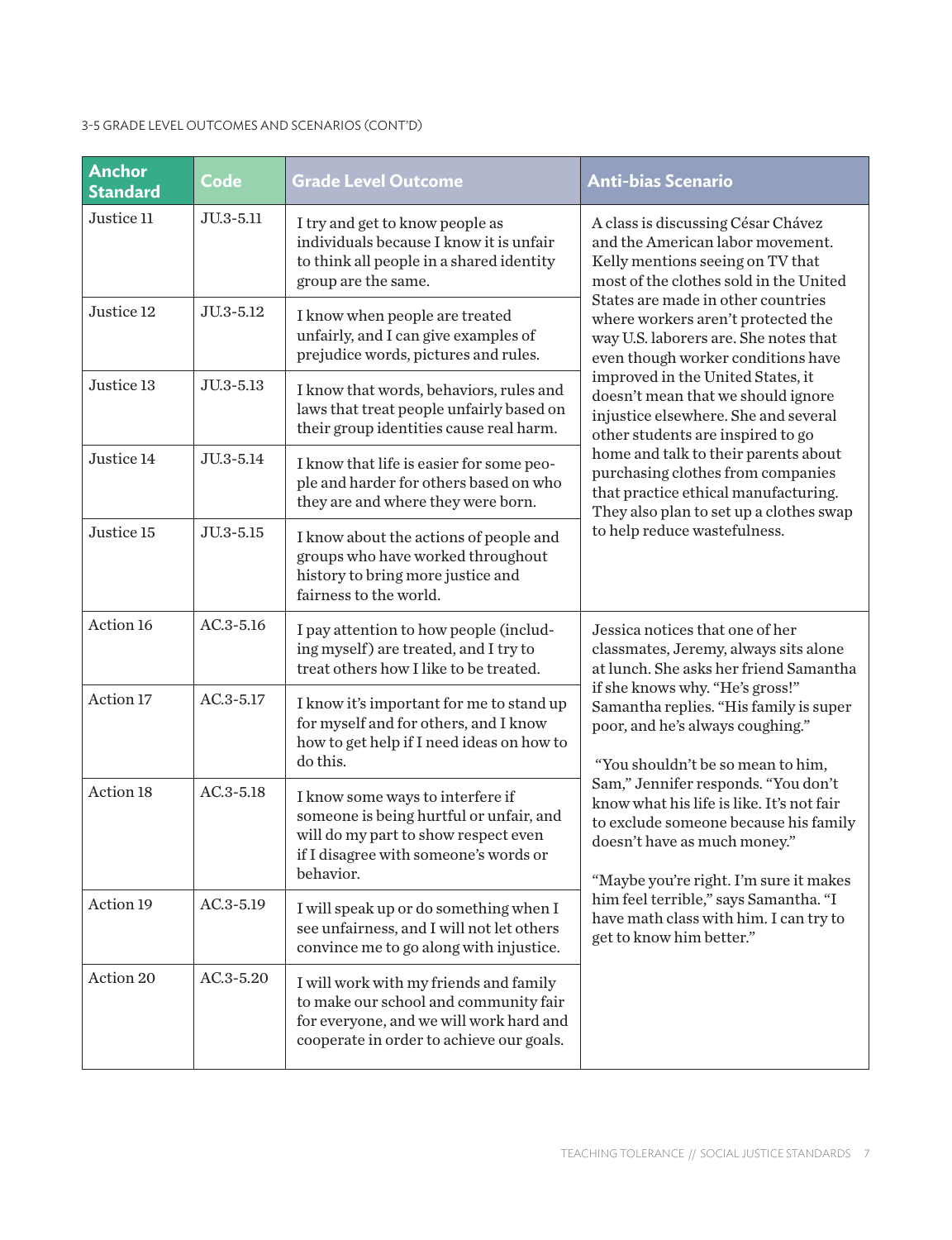3-5 GRADE LEVEL OUTCOMES AND SCENARIOS (CONT'D)

| Anchor Standard | Code | Grade Level Outcome | Anti-bias Scenario |
|---|---|---|---|
| Justice 11 | JU.3-5.11 | I try and get to know people as individuals because I know it is unfair to think all people in a shared identity group are the same. | A class is discussing César Chávez and the American labor movement. Kelly mentions seeing on TV that most of the clothes sold in the United States are made in other countries where workers aren't protected the way U.S. laborers are. She notes that even though worker conditions have improved in the United States, it doesn't mean that we should ignore injustice elsewhere. She and several other students are inspired to go home and talk to their parents about purchasing clothes from companies that practice ethical manufacturing. They also plan to set up a clothes swap to help reduce wastefulness. |
| Justice 12 | JU.3-5.12 | I know when people are treated unfairly, and I can give examples of prejudice words, pictures and rules. | |
| Justice 13 | JU.3-5.13 | I know that words, behaviors, rules and laws that treat people unfairly based on their group identities cause real harm. | |
| Justice 14 | JU.3-5.14 | I know that life is easier for some people and harder for others based on who they are and where they were born. | |
| Justice 15 | JU.3-5.15 | I know about the actions of people and groups who have worked throughout history to bring more justice and fairness to the world. | |
| Action 16 | AC.3-5.16 | I pay attention to how people (including myself) are treated, and I try to treat others how I like to be treated. | Jessica notices that one of her classmates, Jeremy, always sits alone at lunch. She asks her friend Samantha if she knows why. "He's gross!" Samantha replies. "His family is super poor, and he's always coughing." "You shouldn't be so mean to him, Sam," Jennifer responds. "You don't know what his life is like. It's not fair to exclude someone because his family doesn't have as much money." "Maybe you're right. I'm sure it makes him feel terrible," says Samantha. "I have math class with him. I can try to get to know him better." |
| Action 17 | AC.3-5.17 | I know it's important for me to stand up for myself and for others, and I know how to get help if I need ideas on how to do this. | |
| Action 18 | AC.3-5.18 | I know some ways to interfere if someone is being hurtful or unfair, and will do my part to show respect even if I disagree with someone's words or behavior. | |
| Action 19 | AC.3-5.19 | I will speak up or do something when I see unfairness, and I will not let others convince me to go along with injustice. | |
| Action 20 | AC.3-5.20 | I will work with my friends and family to make our school and community fair for everyone, and we will work hard and cooperate in order to achieve our goals. | |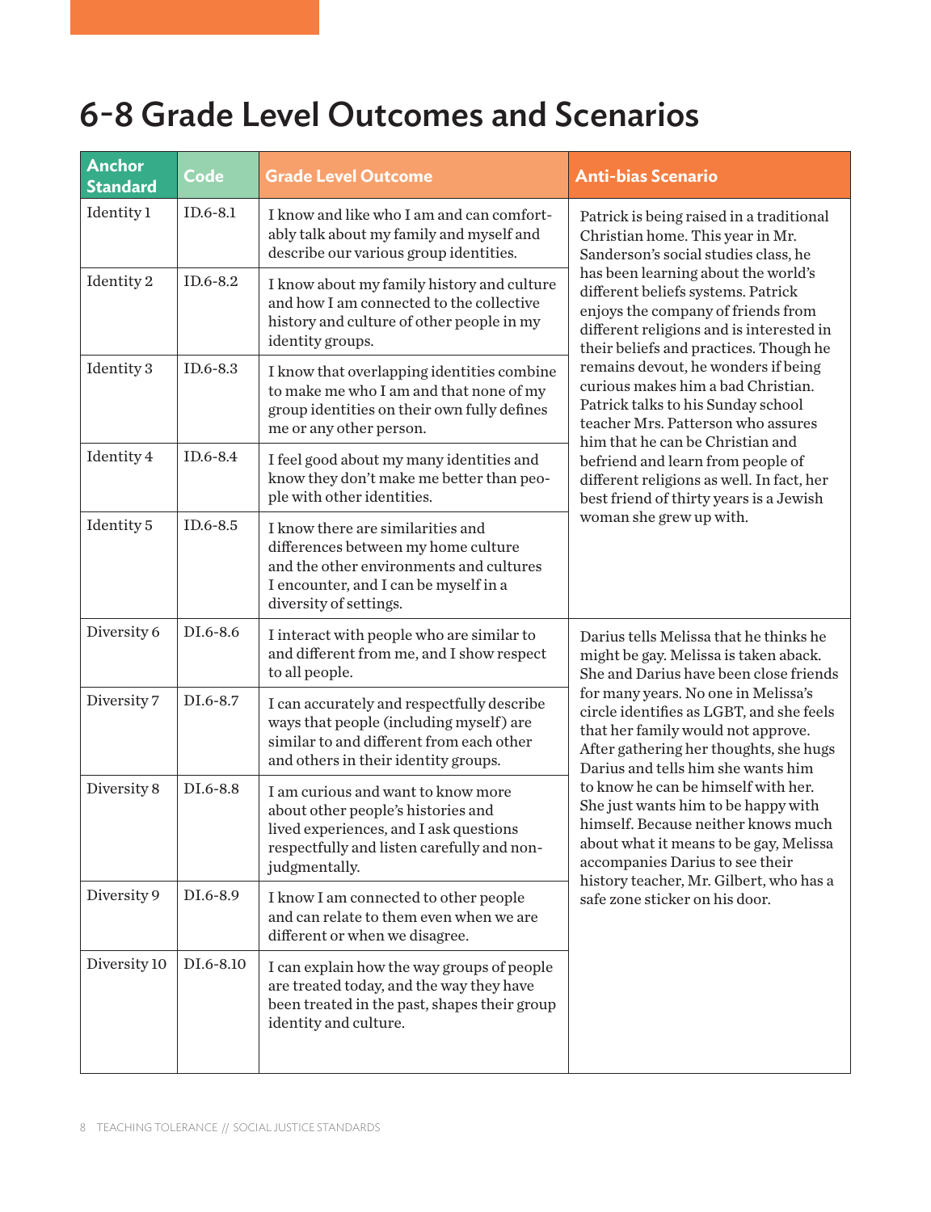# 6-8 Grade Level Outcomes and Scenarios

| Anchor Standard | Code | Grade Level Outcome | Anti-bias Scenario |
|---|---|---|---|
| Identity 1 | ID.6-8.1 | I know and like who I am and can comfortably talk about my family and myself and describe our various group identities. | Patrick is being raised in a traditional Christian home. This year in Mr. Sanderson's social studies class, he has been learning about the world's different beliefs systems. Patrick enjoys the company of friends from different religions and is interested in their beliefs and practices. Though he remains devout, he wonders if being curious makes him a bad Christian. Patrick talks to his Sunday school teacher Mrs. Patterson who assures him that he can be Christian and befriend and learn from people of different religions as well. In fact, her best friend of thirty years is a Jewish woman she grew up with. |
| Identity 2 | ID.6-8.2 | I know about my family history and culture and how I am connected to the collective history and culture of other people in my identity groups. | |
| Identity 3 | ID.6-8.3 | I know that overlapping identities combine to make me who I am and that none of my group identities on their own fully defines me or any other person. | |
| Identity 4 | ID.6-8.4 | I feel good about my many identities and know they don't make me better than people with other identities. | |
| Identity 5 | ID.6-8.5 | I know there are similarities and differences between my home culture and the other environments and cultures I encounter, and I can be myself in a diversity of settings. | |
| Diversity 6 | DI.6-8.6 | I interact with people who are similar to and different from me, and I show respect to all people. | Darius tells Melissa that he thinks he might be gay. Melissa is taken aback. She and Darius have been close friends for many years. No one in Melissa's circle identifies as LGBT, and she feels that her family would not approve. After gathering her thoughts, she hugs Darius and tells him she wants him to know he can be himself with her. She just wants him to be happy with himself. Because neither knows much about what it means to be gay, Melissa accompanies Darius to see their history teacher, Mr. Gilbert, who has a safe zone sticker on his door. |
| Diversity 7 | DI.6-8.7 | I can accurately and respectfully describe ways that people (including myself) are similar to and different from each other and others in their identity groups. | |
| Diversity 8 | DI.6-8.8 | I am curious and want to know more about other people's histories and lived experiences, and I ask questions respectfully and listen carefully and non-judgmentally. | |
| Diversity 9 | DI.6-8.9 | I know I am connected to other people and can relate to them even when we are different or when we disagree. | |
| Diversity 10 | DI.6-8.10 | I can explain how the way groups of people are treated today, and the way they have been treated in the past, shapes their group identity and culture. | |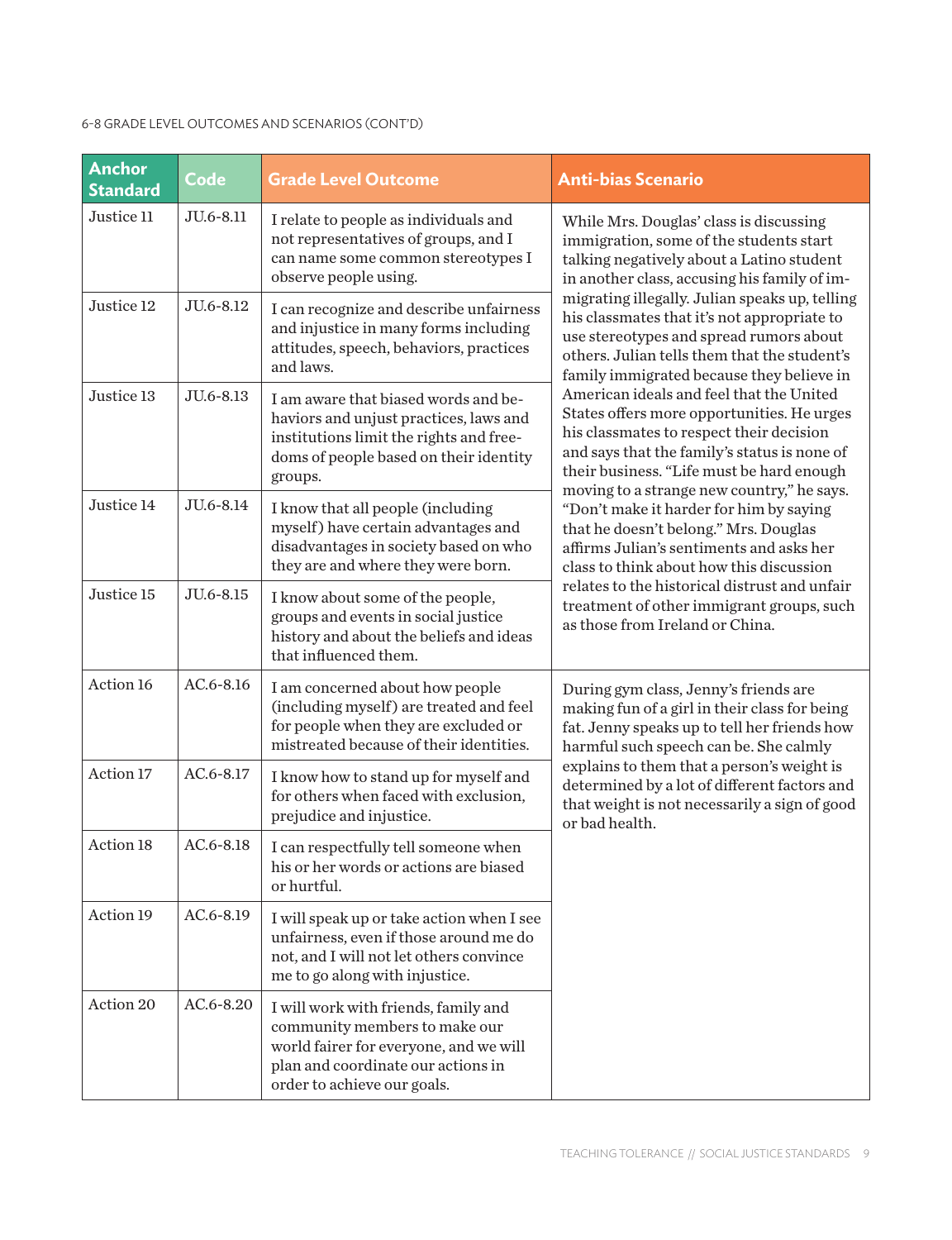6-8 GRADE LEVEL OUTCOMES AND SCENARIOS (CONT'D)

| Anchor Standard | Code | Grade Level Outcome | Anti-bias Scenario |
|---|---|---|---|
| Justice 11 | JU.6-8.11 | I relate to people as individuals and not representatives of groups, and I can name some common stereotypes I observe people using. | While Mrs. Douglas' class is discussing immigration, some of the students start talking negatively about a Latino student in another class, accusing his family of immigrating illegally. Julian speaks up, telling his classmates that it's not appropriate to use stereotypes and spread rumors about others. Julian tells them that the student's family immigrated because they believe in American ideals and feel that the United States offers more opportunities. He urges his classmates to respect their decision and says that the family's status is none of their business. "Life must be hard enough moving to a strange new country," he says. "Don't make it harder for him by saying that he doesn't belong." Mrs. Douglas affirms Julian's sentiments and asks her class to think about how this discussion relates to the historical distrust and unfair treatment of other immigrant groups, such as those from Ireland or China. |
| Justice 12 | JU.6-8.12 | I can recognize and describe unfairness and injustice in many forms including attitudes, speech, behaviors, practices and laws. | |
| Justice 13 | JU.6-8.13 | I am aware that biased words and behaviors and unjust practices, laws and institutions limit the rights and freedoms of people based on their identity groups. | |
| Justice 14 | JU.6-8.14 | I know that all people (including myself) have certain advantages and disadvantages in society based on who they are and where they were born. | |
| Justice 15 | JU.6-8.15 | I know about some of the people, groups and events in social justice history and about the beliefs and ideas that influenced them. | |
| Action 16 | AC.6-8.16 | I am concerned about how people (including myself) are treated and feel for people when they are excluded or mistreated because of their identities. | During gym class, Jenny's friends are making fun of a girl in their class for being fat. Jenny speaks up to tell her friends how harmful such speech can be. She calmly explains to them that a person's weight is determined by a lot of different factors and that weight is not necessarily a sign of good or bad health. |
| Action 17 | AC.6-8.17 | I know how to stand up for myself and for others when faced with exclusion, prejudice and injustice. | |
| Action 18 | AC.6-8.18 | I can respectfully tell someone when his or her words or actions are biased or hurtful. | |
| Action 19 | AC.6-8.19 | I will speak up or take action when I see unfairness, even if those around me do not, and I will not let others convince me to go along with injustice. | |
| Action 20 | AC.6-8.20 | I will work with friends, family and community members to make our world fairer for everyone, and we will plan and coordinate our actions in order to achieve our goals. | |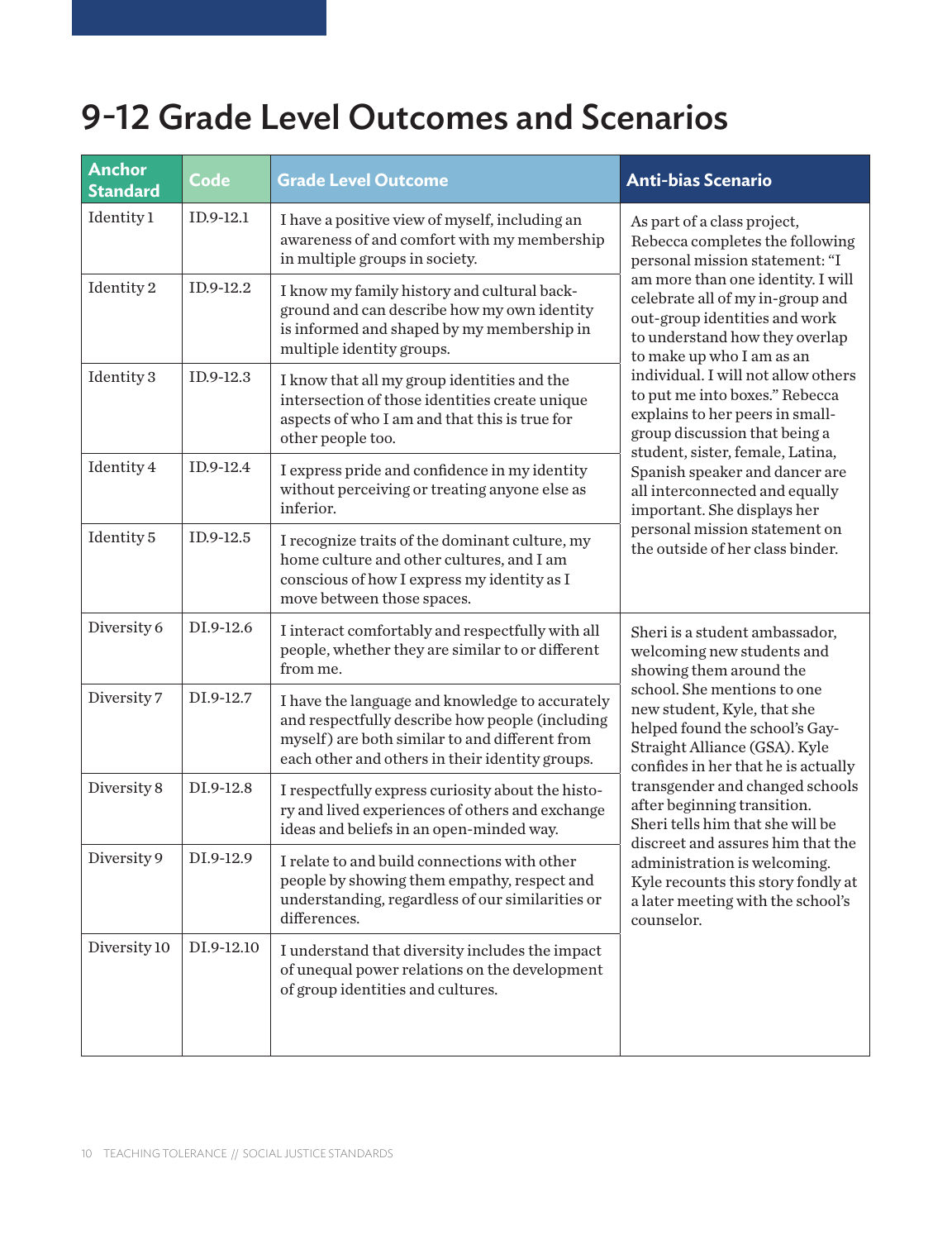# 9-12 Grade Level Outcomes and Scenarios

| Anchor Standard | Code | Grade Level Outcome | Anti-bias Scenario |
|---|---|---|---|
| Identity 1 | ID.9-12.1 | I have a positive view of myself, including an awareness of and comfort with my membership in multiple groups in society. | As part of a class project, Rebecca completes the following personal mission statement: "I am more than one identity. I will celebrate all of my in-group and out-group identities and work to understand how they overlap to make up who I am as an individual. I will not allow others to put me into boxes." Rebecca explains to her peers in small-group discussion that being a student, sister, female, Latina, Spanish speaker and dancer are all interconnected and equally important. She displays her personal mission statement on the outside of her class binder. |
| Identity 2 | ID.9-12.2 | I know my family history and cultural background and can describe how my own identity is informed and shaped by my membership in multiple identity groups. | |
| Identity 3 | ID.9-12.3 | I know that all my group identities and the intersection of those identities create unique aspects of who I am and that this is true for other people too. | |
| Identity 4 | ID.9-12.4 | I express pride and confidence in my identity without perceiving or treating anyone else as inferior. | |
| Identity 5 | ID.9-12.5 | I recognize traits of the dominant culture, my home culture and other cultures, and I am conscious of how I express my identity as I move between those spaces. | |
| Diversity 6 | DI.9-12.6 | I interact comfortably and respectfully with all people, whether they are similar to or different from me. | Sheri is a student ambassador, welcoming new students and showing them around the school. She mentions to one new student, Kyle, that she helped found the school's Gay-Straight Alliance (GSA). Kyle confides in her that he is actually transgender and changed schools after beginning transition. Sheri tells him that she will be discreet and assures him that the administration is welcoming. Kyle recounts this story fondly at a later meeting with the school's counselor. |
| Diversity 7 | DI.9-12.7 | I have the language and knowledge to accurately and respectfully describe how people (including myself) are both similar to and different from each other and others in their identity groups. | |
| Diversity 8 | DI.9-12.8 | I respectfully express curiosity about the history and lived experiences of others and exchange ideas and beliefs in an open-minded way. | |
| Diversity 9 | DI.9-12.9 | I relate to and build connections with other people by showing them empathy, respect and understanding, regardless of our similarities or differences. | |
| Diversity 10 | DI.9-12.10 | I understand that diversity includes the impact of unequal power relations on the development of group identities and cultures. | |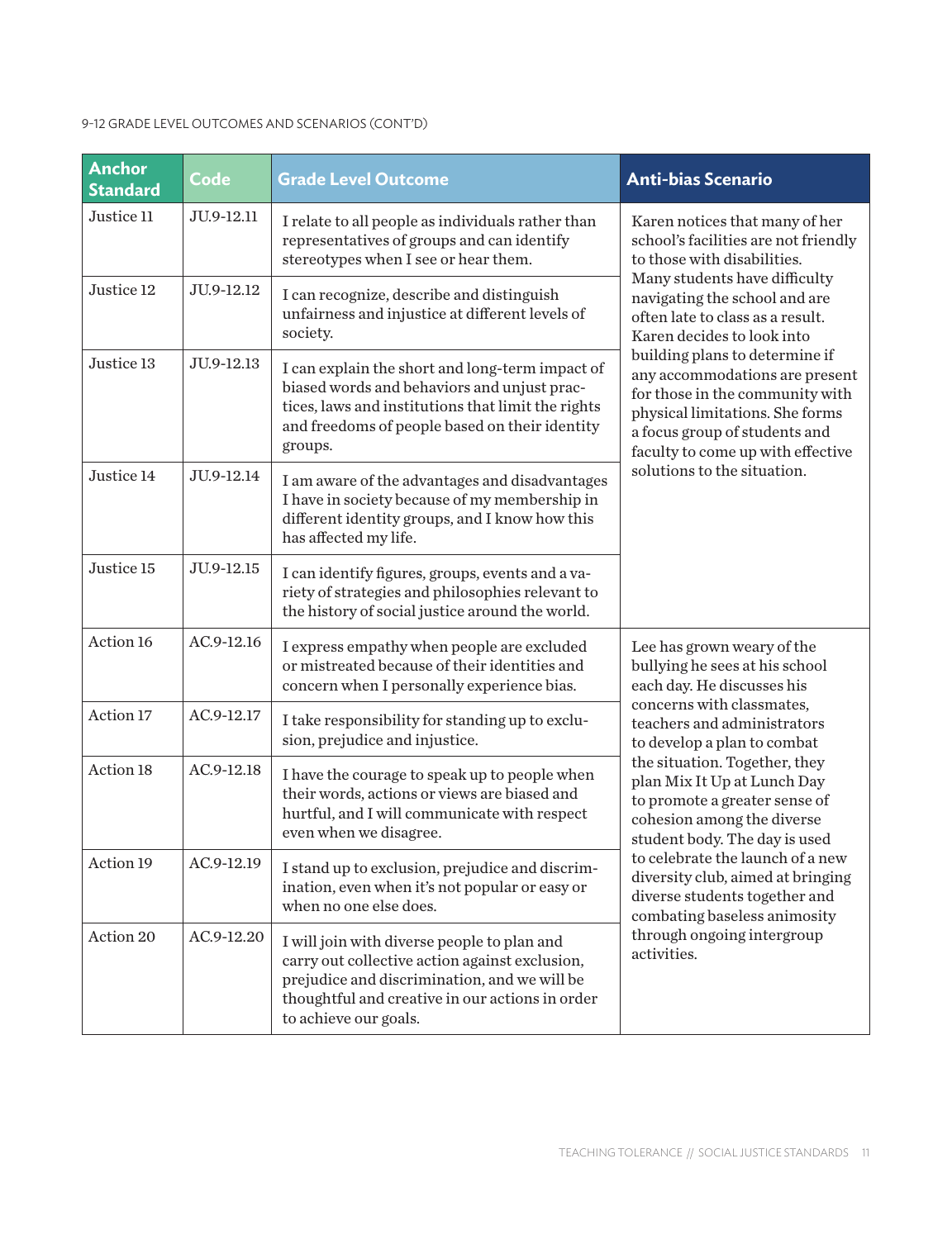9-12 GRADE LEVEL OUTCOMES AND SCENARIOS (CONT'D)

| Anchor Standard | Code | Grade Level Outcome | Anti-bias Scenario |
|---|---|---|---|
| Justice 11 | JU.9-12.11 | I relate to all people as individuals rather than representatives of groups and can identify stereotypes when I see or hear them. | Karen notices that many of her school's facilities are not friendly to those with disabilities. Many students have difficulty navigating the school and are often late to class as a result. Karen decides to look into building plans to determine if any accommodations are present for those in the community with physical limitations. She forms a focus group of students and faculty to come up with effective solutions to the situation. |
| Justice 12 | JU.9-12.12 | I can recognize, describe and distinguish unfairness and injustice at different levels of society. | |
| Justice 13 | JU.9-12.13 | I can explain the short and long-term impact of biased words and behaviors and unjust practices, laws and institutions that limit the rights and freedoms of people based on their identity groups. | |
| Justice 14 | JU.9-12.14 | I am aware of the advantages and disadvantages I have in society because of my membership in different identity groups, and I know how this has affected my life. | |
| Justice 15 | JU.9-12.15 | I can identify figures, groups, events and a variety of strategies and philosophies relevant to the history of social justice around the world. | |
| Action 16 | AC.9-12.16 | I express empathy when people are excluded or mistreated because of their identities and concern when I personally experience bias. | Lee has grown weary of the bullying he sees at his school each day. He discusses his concerns with classmates, teachers and administrators to develop a plan to combat the situation. Together, they plan Mix It Up at Lunch Day to promote a greater sense of cohesion among the diverse student body. The day is used to celebrate the launch of a new diversity club, aimed at bringing diverse students together and combating baseless animosity through ongoing intergroup activities. |
| Action 17 | AC.9-12.17 | I take responsibility for standing up to exclusion, prejudice and injustice. | |
| Action 18 | AC.9-12.18 | I have the courage to speak up to people when their words, actions or views are biased and hurtful, and I will communicate with respect even when we disagree. | |
| Action 19 | AC.9-12.19 | I stand up to exclusion, prejudice and discrimination, even when it's not popular or easy or when no one else does. | |
| Action 20 | AC.9-12.20 | I will join with diverse people to plan and carry out collective action against exclusion, prejudice and discrimination, and we will be thoughtful and creative in our actions in order to achieve our goals. | |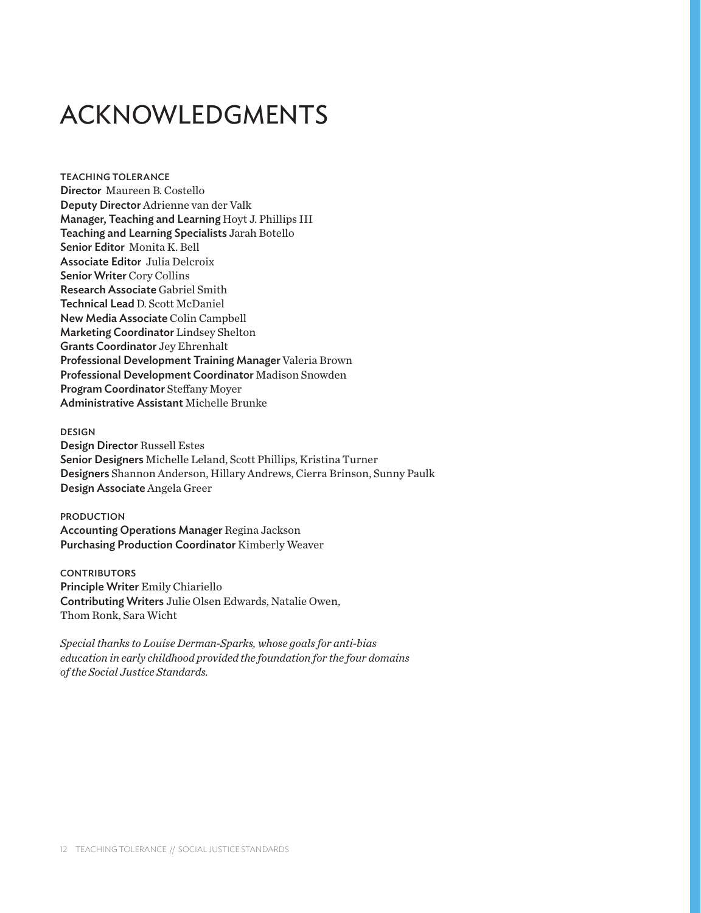# ACKNOWLEDGMENTS

**TEACHING TOLERANCE**
**Director** Maureen B. Costello
**Deputy Director** Adrienne van der Valk
**Manager, Teaching and Learning** Hoyt J. Phillips III
**Teaching and Learning Specialists** Jarah Botello
**Senior Editor** Monita K. Bell
**Associate Editor** Julia Delcroix
**Senior Writer** Cory Collins
**Research Associate** Gabriel Smith
**Technical Lead** D. Scott McDaniel
**New Media Associate** Colin Campbell
**Marketing Coordinator** Lindsey Shelton
**Grants Coordinator** Jey Ehrenhalt
**Professional Development Training Manager** Valeria Brown
**Professional Development Coordinator** Madison Snowden
**Program Coordinator** Steffany Moyer
**Administrative Assistant** Michelle Brunke

**DESIGN**
**Design Director** Russell Estes
**Senior Designers** Michelle Leland, Scott Phillips, Kristina Turner
**Designers** Shannon Anderson, Hillary Andrews, Cierra Brinson, Sunny Paulk
**Design Associate** Angela Greer

**PRODUCTION**
**Accounting Operations Manager** Regina Jackson
**Purchasing Production Coordinator** Kimberly Weaver

**CONTRIBUTORS**
**Principle Writer** Emily Chiariello
**Contributing Writers** Julie Olsen Edwards, Natalie Owen, Thom Ronk, Sara Wicht

*Special thanks to Louise Derman-Sparks, whose goals for anti-bias education in early childhood provided the foundation for the four domains of the Social Justice Standards.*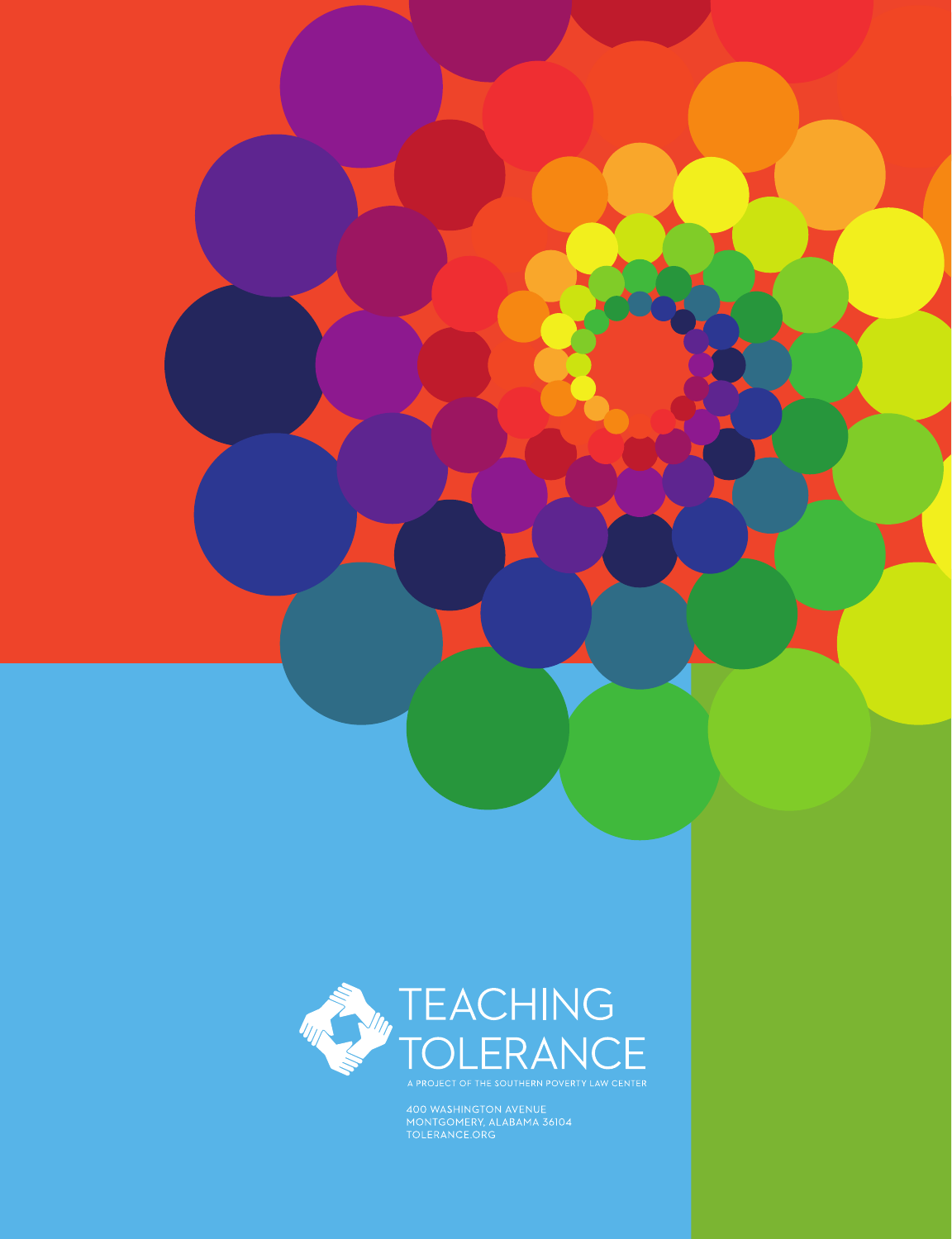TEACHING TOLERANCE

A PROJECT OF THE SOUTHERN POVERTY LAW CENTER

400 WASHINGTON AVENUE
MONTGOMERY, ALABAMA 36104
TOLERANCE.ORG